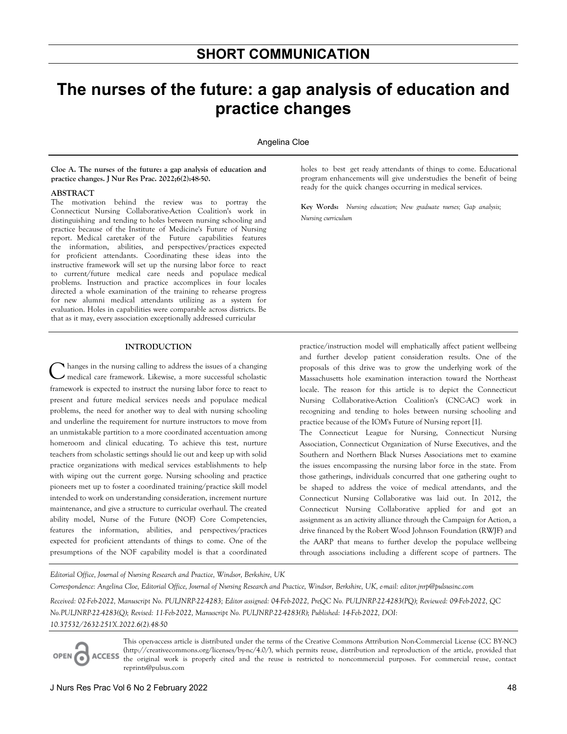## SHORT COMMUNICATION

# The nurses of the future: a gap analysis of education and practice changes

Angelina Cloe

**Cloe A. The nurses of the future: a gap analysis of education and practice changes. J Nur Res Prac. 2022;6(2):48-50.**

## ABSTRACT

The motivation behind the review was to portray the Connecticut Nursing Collaborative-Action Coalition's work in distinguishing and tending to holes between nursing schooling and practice because of the Institute of Medicine's Future of Nursing report. Medical caretaker of the Future capabilities features the information, abilities, and perspectives/practices expected for proficient attendants. Coordinating these ideas into the instructive framework will set up the nursing labor force to react to current/future medical care needs and populace medical problems. Instruction and practice accomplices in four locales directed a whole examination of the training to rehearse progress for new alumni medical attendants utilizing as a system for evaluation. Holes in capabilities were comparable across districts. Be that as it may, every association exceptionally addressed curricular holes to best get ready attendants of things to come. Educational program enhancements will give understudies the benefit of being ready for the quick changes occurring in medical services.

**Key Words:** *Nursing education; New graduate nurses; Gap analysis; Nursing curriculum*

## INTRODUCTION

Changes in the nursing calling to address the issues of a changing medical care framework. Likewise, a more successful scholastic framework is expected to instruct the nursing labor force to react to present and future medical services needs and populace medical problems, the need for another way to deal with nursing schooling and underline the requirement for nurture instructors to move from an unmistakable partition to a more coordinated accentuation among homeroom and clinical educating. To achieve this test, nurture teachers from scholastic settings should lie out and keep up with solid practice organizations with medical services establishments to help with wiping out the current gorge. Nursing schooling and practice pioneers met up to foster a coordinated training/practice skill model intended to work on understanding consideration, increment nurture maintenance, and give a structure to curricular overhaul. The created ability model, Nurse of the Future (NOF) Core Competencies, features the information, abilities, and perspectives/practices expected for proficient attendants of things to come. One of the presumptions of the NOF capability model is that a coordinated practice/instruction model will emphatically affect patient wellbeing and further develop patient consideration results. One of the proposals of this drive was to grow the underlying work of the Massachusetts hole examination interaction toward the Northeast locale. The reason for this article is to depict the Connecticut Nursing Collaborative-Action Coalition's (CNC-AC) work in recognizing and tending to holes between nursing schooling and practice because of the IOM's Future of Nursing report [1].

The Connecticut League for Nursing, Connecticut Nursing Association, Connecticut Organization of Nurse Executives, and the Southern and Northern Black Nurses Associations met to examine the issues encompassing the nursing labor force in the state. From those gatherings, individuals concurred that one gathering ought to be shaped to address the voice of medical attendants, and the Connecticut Nursing Collaborative was laid out. In 2012, the Connecticut Nursing Collaborative applied for and got an assignment as an activity alliance through the Campaign for Action, a drive financed by the Robert Wood Johnson Foundation (RWJF) and the AARP that means to further develop the populace wellbeing through associations including a different scope of partners. The

*Editorial Office, Journal of Nursing Research and Practice, Windsor, Berkshire, UK*

*Correspondence: Angelina Cloe, Editorial Office, Journal of Nursing Research and Practice, Windsor, Berkshire, UK, e-mail: editor.jnrp@pulsusinc.com*

*Received: 02-Feb-2022, Manuscript No. PULJNRP-22-4283; Editor assigned: 04-Feb-2022, PreQC No. PULJNRP-22-4283(PQ); Reviewed: 09-Feb-2022, QC No.PULJNRP-22-4283(Q); Revised: 11-Feb-2022, Manuscript No. PULJNRP-22-4283(R); Published: 14-Feb-2022, DOI: 10.37532/2632-251X.2022.6(2).48-50*

This open-access article is distributed under the terms of the Creative Commons Attribution Non-Commercial License (CC BY-NC) (http://creativecommons.org/licenses/by-nc/4.0/), which permits reuse, distribution and reproduction of the article, provided that the original work is properly cited and the reuse is restricted to noncommercial purposes. For commercial reuse, contact reprints@pulsus.com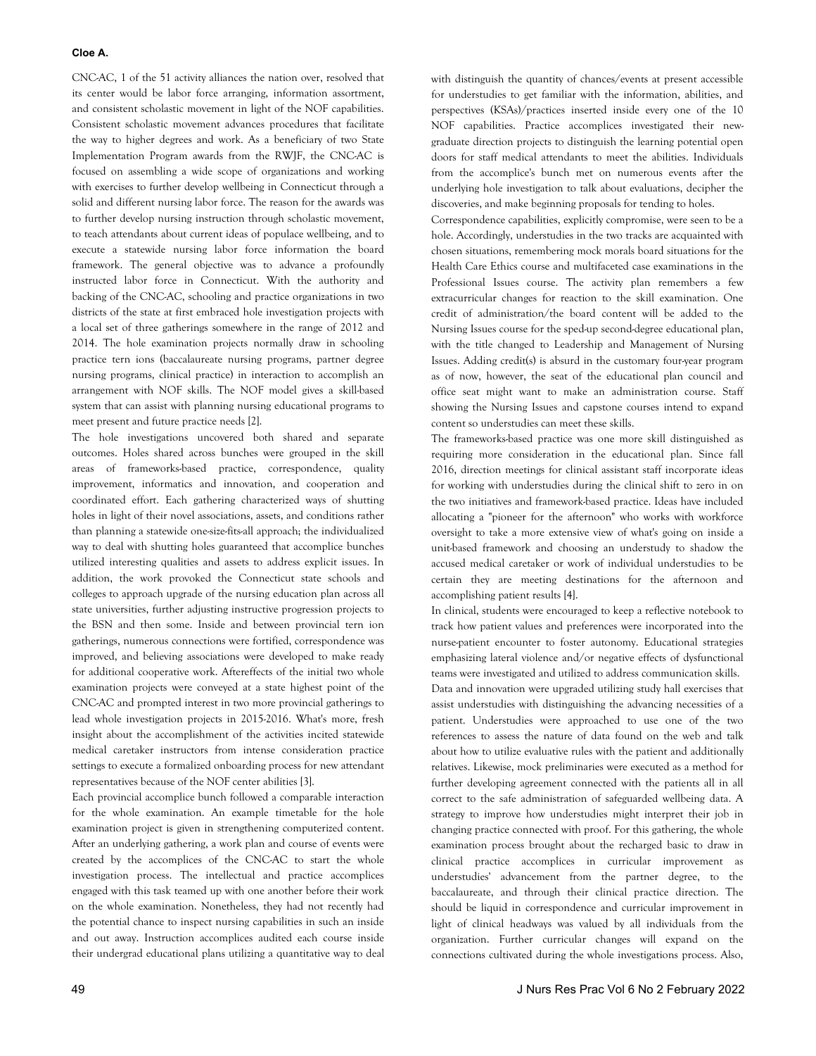CNC-AC, 1 of the 51 activity alliances the nation over, resolved that its center would be labor force arranging, information assortment, and consistent scholastic movement in light of the NOF capabilities. Consistent scholastic movement advances procedures that facilitate the way to higher degrees and work. As a beneficiary of two State Implementation Program awards from the RWJF, the CNC-AC is focused on assembling a wide scope of organizations and working with exercises to further develop wellbeing in Connecticut through a solid and different nursing labor force. The reason for the awards was to further develop nursing instruction through scholastic movement, to teach attendants about current ideas of populace wellbeing, and to execute a statewide nursing labor force information the board framework. The general objective was to advance a profoundly instructed labor force in Connecticut. With the authority and backing of the CNC-AC, schooling and practice organizations in two districts of the state at first embraced hole investigation projects with a local set of three gatherings somewhere in the range of 2012 and 2014. The hole examination projects normally draw in schooling practice tern ions (baccalaureate nursing programs, partner degree nursing programs, clinical practice) in interaction to accomplish an arrangement with NOF skills. The NOF model gives a skill-based system that can assist with planning nursing educational programs to meet present and future practice needs [2].

The hole investigations uncovered both shared and separate outcomes. Holes shared across bunches were grouped in the skill areas of frameworks-based practice, correspondence, quality improvement, informatics and innovation, and cooperation and coordinated effort. Each gathering characterized ways of shutting holes in light of their novel associations, assets, and conditions rather than planning a statewide one-size-fits-all approach; the individualized way to deal with shutting holes guaranteed that accomplice bunches utilized interesting qualities and assets to address explicit issues. In addition, the work provoked the Connecticut state schools and colleges to approach upgrade of the nursing education plan across all state universities, further adjusting instructive progression projects to the BSN and then some. Inside and between provincial tern ion gatherings, numerous connections were fortified, correspondence was improved, and believing associations were developed to make ready for additional cooperative work. Aftereffects of the initial two whole examination projects were conveyed at a state highest point of the CNC-AC and prompted interest in two more provincial gatherings to lead whole investigation projects in 2015-2016. What's more, fresh insight about the accomplishment of the activities incited statewide medical caretaker instructors from intense consideration practice settings to execute a formalized onboarding process for new attendant representatives because of the NOF center abilities [3].

Each provincial accomplice bunch followed a comparable interaction for the whole examination. An example timetable for the hole examination project is given in strengthening computerized content. After an underlying gathering, a work plan and course of events were created by the accomplices of the CNC-AC to start the whole investigation process. The intellectual and practice accomplices engaged with this task teamed up with one another before their work on the whole examination. Nonetheless, they had not recently had the potential chance to inspect nursing capabilities in such an inside and out away. Instruction accomplices audited each course inside their undergrad educational plans utilizing a quantitative way to deal with distinguish the quantity of chances/events at present accessible for understudies to get familiar with the information, abilities, and perspectives (KSAs)/practices inserted inside every one of the 10 NOF capabilities. Practice accomplices investigated their new-graduate direction projects to distinguish the learning potential open doors for staff medical attendants to meet the abilities. Individuals from the accomplice's bunch met on numerous events after the underlying hole investigation to talk about evaluations, decipher the discoveries, and make beginning proposals for tending to holes.

Correspondence capabilities, explicitly compromise, were seen to be a hole. Accordingly, understudies in the two tracks are acquainted with chosen situations, remembering mock morals board situations for the Health Care Ethics course and multifaceted case examinations in the Professional Issues course. The activity plan remembers a few extracurricular changes for reaction to the skill examination. One credit of administration/the board content will be added to the Nursing Issues course for the sped-up second-degree educational plan, with the title changed to Leadership and Management of Nursing Issues. Adding credit(s) is absurd in the customary four-year program as of now, however, the seat of the educational plan council and office seat might want to make an administration course. Staff showing the Nursing Issues and capstone courses intend to expand content so understudies can meet these skills.

The frameworks-based practice was one more skill distinguished as requiring more consideration in the educational plan. Since fall 2016, direction meetings for clinical assistant staff incorporate ideas for working with understudies during the clinical shift to zero in on the two initiatives and framework-based practice. Ideas have included allocating a "pioneer for the afternoon" who works with workforce oversight to take a more extensive view of what's going on inside a unit-based framework and choosing an understudy to shadow the accused medical caretaker or work of individual understudies to be certain they are meeting destinations for the afternoon and accomplishing patient results [4].

In clinical, students were encouraged to keep a reflective notebook to track how patient values and preferences were incorporated into the nurse-patient encounter to foster autonomy. Educational strategies emphasizing lateral violence and/or negative effects of dysfunctional teams were investigated and utilized to address communication skills.

Data and innovation were upgraded utilizing study hall exercises that assist understudies with distinguishing the advancing necessities of a patient. Understudies were approached to use one of the two references to assess the nature of data found on the web and talk about how to utilize evaluative rules with the patient and additionally relatives. Likewise, mock preliminaries were executed as a method for further developing agreement connected with the patients all in all correct to the safe administration of safeguarded wellbeing data. A strategy to improve how understudies might interpret their job in changing practice connected with proof. For this gathering, the whole examination process brought about the recharged basic to draw in clinical practice accomplices in curricular improvement as understudies' advancement from the partner degree, to the baccalaureate, and through their clinical practice direction. The should be liquid in correspondence and curricular improvement in light of clinical headways was valued by all individuals from the organization. Further curricular changes will expand on the connections cultivated during the whole investigations process. Also,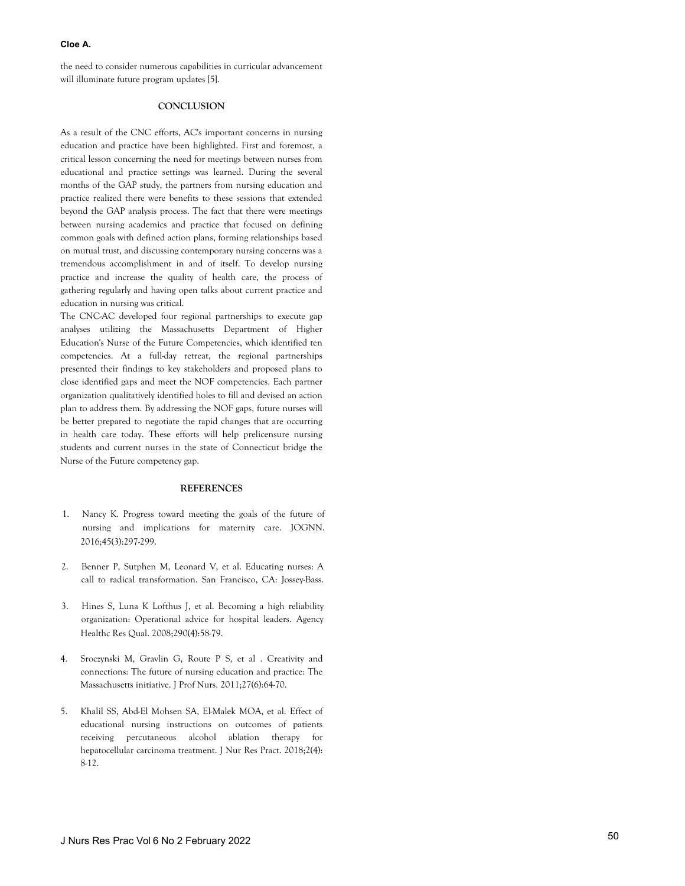the need to consider numerous capabilities in curricular advancement will illuminate future program updates [5].

## CONCLUSION

As a result of the CNC efforts, AC's important concerns in nursing education and practice have been highlighted. First and foremost, a critical lesson concerning the need for meetings between nurses from educational and practice settings was learned. During the several months of the GAP study, the partners from nursing education and practice realized there were benefits to these sessions that extended beyond the GAP analysis process. The fact that there were meetings between nursing academics and practice that focused on defining common goals with defined action plans, forming relationships based on mutual trust, and discussing contemporary nursing concerns was a tremendous accomplishment in and of itself. To develop nursing practice and increase the quality of health care, the process of gathering regularly and having open talks about current practice and education in nursing was critical.

The CNC-AC developed four regional partnerships to execute gap analyses utilizing the Massachusetts Department of Higher Education's Nurse of the Future Competencies, which identified ten competencies. At a full-day retreat, the regional partnerships presented their findings to key stakeholders and proposed plans to close identified gaps and meet the NOF competencies. Each partner organization qualitatively identified holes to fill and devised an action plan to address them. By addressing the NOF gaps, future nurses will be better prepared to negotiate the rapid changes that are occurring in health care today. These efforts will help prelicensure nursing students and current nurses in the state of Connecticut bridge the Nurse of the Future competency gap.

## REFERENCES

1. Nancy K. Progress toward meeting the goals of the future of nursing and implications for maternity care. JOGNN. 2016;45(3):297-299.

2. Benner P, Sutphen M, Leonard V, et al. Educating nurses: A call to radical transformation. San Francisco, CA: Jossey-Bass.

3. Hines S, Luna K Lofthus J, et al. Becoming a high reliability organization: Operational advice for hospital leaders. Agency Healthc Res Qual. 2008;290(4):58-79.

4. Sroczynski M, Gravlin G, Route P S, et al . Creativity and connections: The future of nursing education and practice: The Massachusetts initiative. J Prof Nurs. 2011;27(6):64-70.

5. Khalil SS, Abd-El Mohsen SA, El-Malek MOA, et al. Effect of educational nursing instructions on outcomes of patients receiving percutaneous alcohol ablation therapy for hepatocellular carcinoma treatment. J Nur Res Pract. 2018;2(4): 8-12.